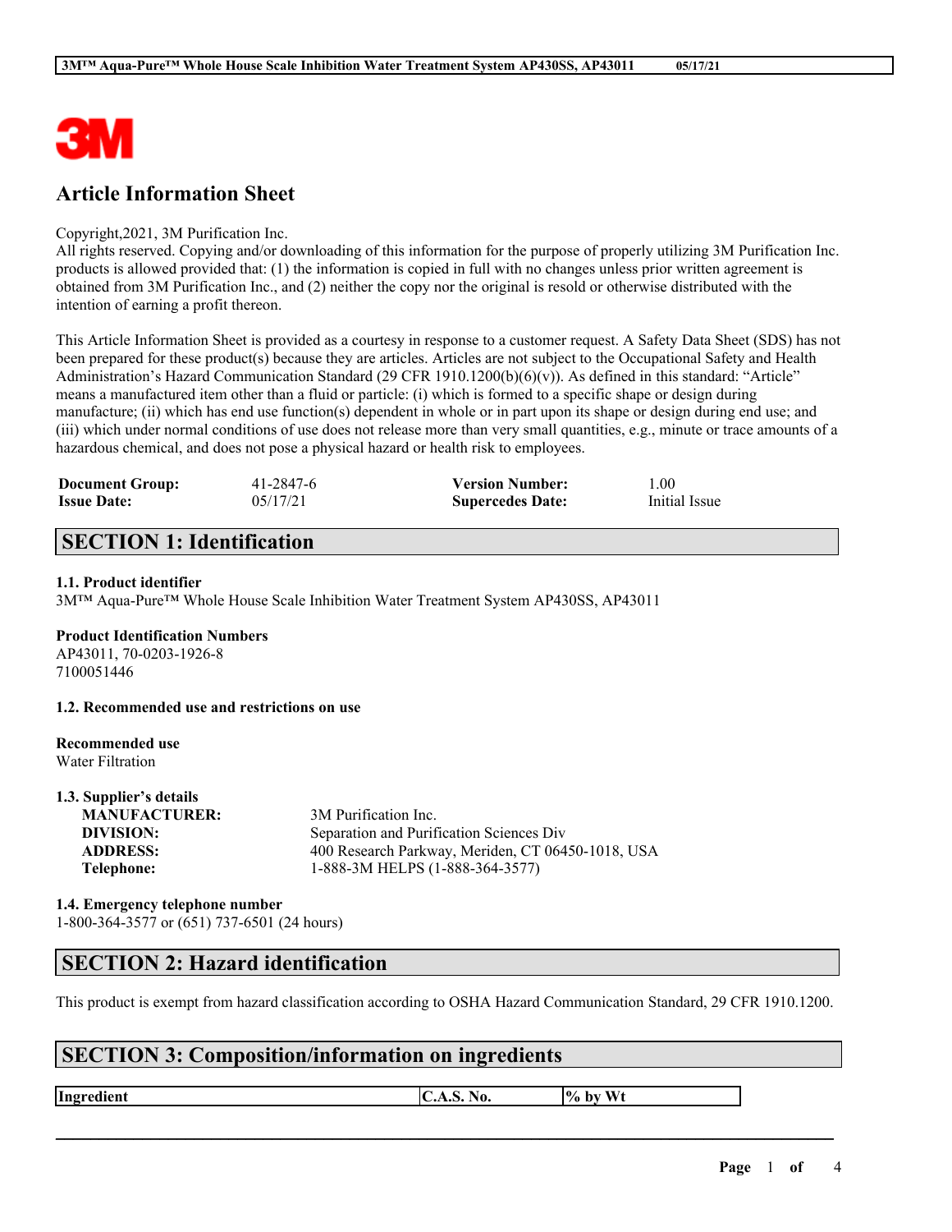# Article Information Sheet

Copyright,2021, 3M Purification Inc.
All rights reserved. Copying and/or downloading of this information for the purpose of properly utilizing 3M Purification Inc. products is allowed provided that: (1) the information is copied in full with no changes unless prior written agreement is obtained from 3M Purification Inc., and (2) neither the copy nor the original is resold or otherwise distributed with the intention of earning a profit thereon.

This Article Information Sheet is provided as a courtesy in response to a customer request. A Safety Data Sheet (SDS) has not been prepared for these product(s) because they are articles. Articles are not subject to the Occupational Safety and Health Administration's Hazard Communication Standard (29 CFR 1910.1200(b)(6)(v)). As defined in this standard: "Article" means a manufactured item other than a fluid or particle: (i) which is formed to a specific shape or design during manufacture; (ii) which has end use function(s) dependent in whole or in part upon its shape or design during end use; and (iii) which under normal conditions of use does not release more than very small quantities, e.g., minute or trace amounts of a hazardous chemical, and does not pose a physical hazard or health risk to employees.

| **Document Group:** | 41-2847-6 | **Version Number:** | 1.00 |
|---|---|---|---|
| **Issue Date:** | 05/17/21 | **Supercedes Date:** | Initial Issue |

## SECTION 1: Identification

### 1.1. Product identifier

3M™ Aqua-Pure™ Whole House Scale Inhibition Water Treatment System AP430SS, AP43011

**Product Identification Numbers**
AP43011, 70-0203-1926-8
7100051446

### 1.2. Recommended use and restrictions on use

**Recommended use**
Water Filtration

### 1.3. Supplier's details

| | |
|---|---|
| **MANUFACTURER:** | 3M Purification Inc. |
| **DIVISION:** | Separation and Purification Sciences Div |
| **ADDRESS:** | 400 Research Parkway, Meriden, CT 06450-1018, USA |
| **Telephone:** | 1-888-3M HELPS (1-888-364-3577) |

### 1.4. Emergency telephone number

1-800-364-3577 or (651) 737-6501 (24 hours)

## SECTION 2: Hazard identification

This product is exempt from hazard classification according to OSHA Hazard Communication Standard, 29 CFR 1910.1200.

## SECTION 3: Composition/information on ingredients

| Ingredient | C.A.S. No. | % by Wt |
|---|---|---|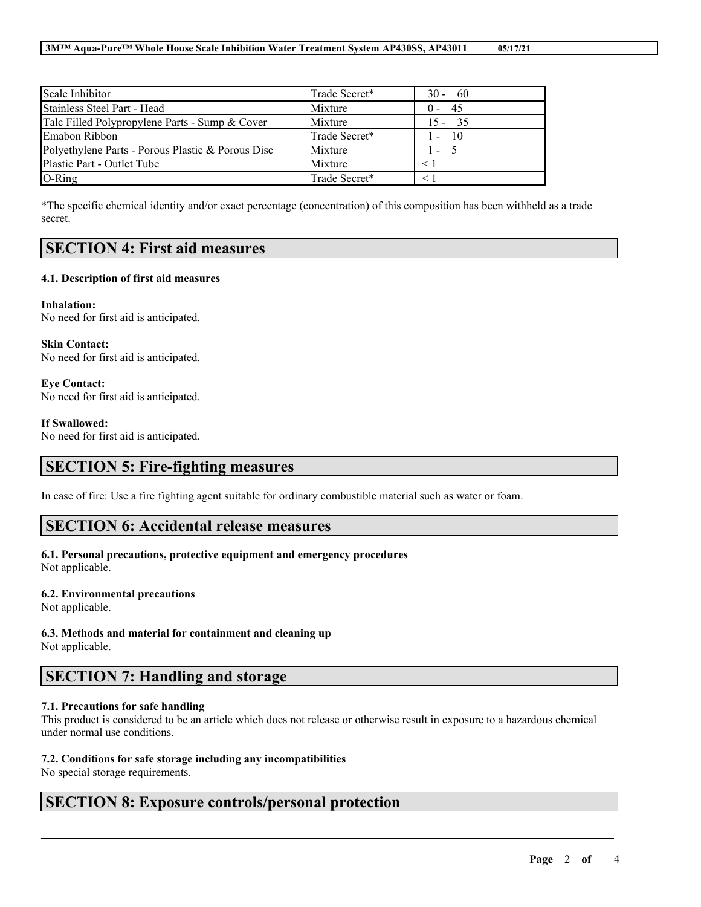| Scale Inhibitor | Trade Secret* | 30 - 60 |
| --- | --- | --- |
| Stainless Steel Part - Head | Mixture | 0 - 45 |
| Talc Filled Polypropylene Parts - Sump & Cover | Mixture | 15 - 35 |
| Emabon Ribbon | Trade Secret* | 1 - 10 |
| Polyethylene Parts - Porous Plastic & Porous Disc | Mixture | 1 - 5 |
| Plastic Part - Outlet Tube | Mixture | < 1 |
| O-Ring | Trade Secret* | < 1 |

*The specific chemical identity and/or exact percentage (concentration) of this composition has been withheld as a trade secret.

## SECTION 4: First aid measures

### 4.1. Description of first aid measures

**Inhalation:**
No need for first aid is anticipated.

**Skin Contact:**
No need for first aid is anticipated.

**Eye Contact:**
No need for first aid is anticipated.

**If Swallowed:**
No need for first aid is anticipated.

## SECTION 5: Fire-fighting measures

In case of fire: Use a fire fighting agent suitable for ordinary combustible material such as water or foam.

## SECTION 6: Accidental release measures

### 6.1. Personal precautions, protective equipment and emergency procedures
Not applicable.

### 6.2. Environmental precautions
Not applicable.

### 6.3. Methods and material for containment and cleaning up
Not applicable.

## SECTION 7: Handling and storage

### 7.1. Precautions for safe handling
This product is considered to be an article which does not release or otherwise result in exposure to a hazardous chemical under normal use conditions.

### 7.2. Conditions for safe storage including any incompatibilities
No special storage requirements.

## SECTION 8: Exposure controls/personal protection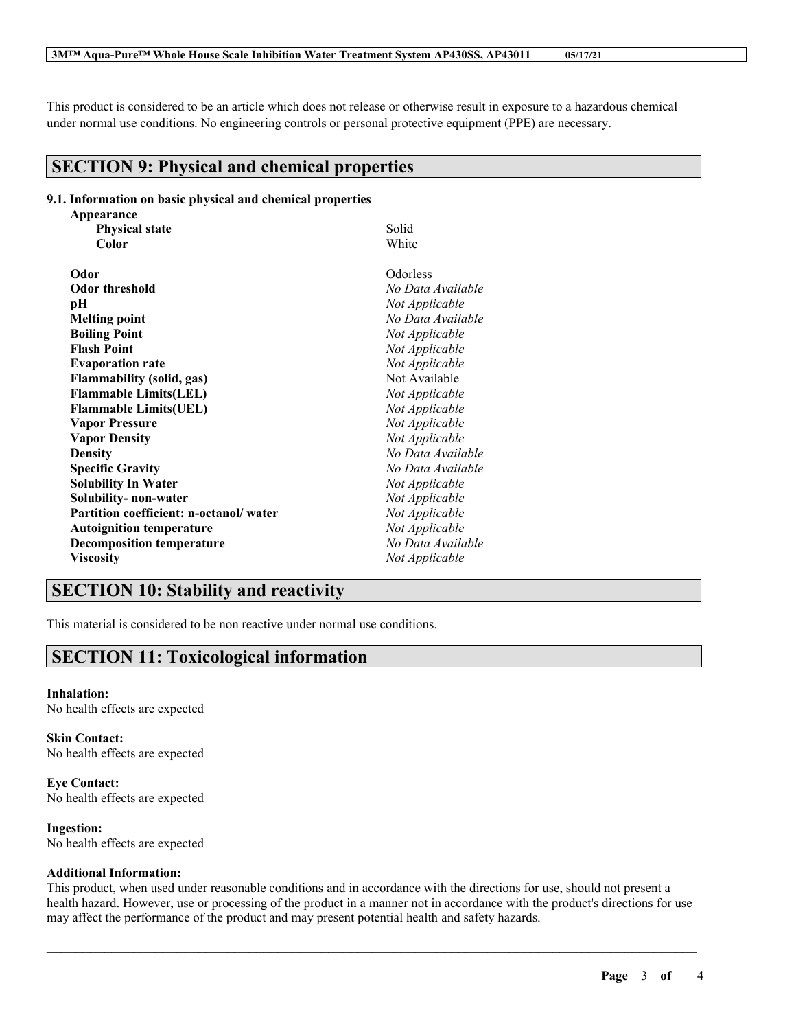This product is considered to be an article which does not release or otherwise result in exposure to a hazardous chemical under normal use conditions. No engineering controls or personal protective equipment (PPE) are necessary.

## SECTION 9: Physical and chemical properties

### 9.1. Information on basic physical and chemical properties

| Property | Value |
| --- | --- |
| **Appearance** | |
| **Physical state** | Solid |
| **Color** | White |
| **Odor** | Odorless |
| **Odor threshold** | *No Data Available* |
| **pH** | *Not Applicable* |
| **Melting point** | *No Data Available* |
| **Boiling Point** | *Not Applicable* |
| **Flash Point** | *Not Applicable* |
| **Evaporation rate** | *Not Applicable* |
| **Flammability (solid, gas)** | Not Available |
| **Flammable Limits(LEL)** | *Not Applicable* |
| **Flammable Limits(UEL)** | *Not Applicable* |
| **Vapor Pressure** | *Not Applicable* |
| **Vapor Density** | *Not Applicable* |
| **Density** | *No Data Available* |
| **Specific Gravity** | *No Data Available* |
| **Solubility In Water** | *Not Applicable* |
| **Solubility- non-water** | *Not Applicable* |
| **Partition coefficient: n-octanol/ water** | *Not Applicable* |
| **Autoignition temperature** | *Not Applicable* |
| **Decomposition temperature** | *No Data Available* |
| **Viscosity** | *Not Applicable* |

## SECTION 10: Stability and reactivity

This material is considered to be non reactive under normal use conditions.

## SECTION 11: Toxicological information

**Inhalation:**
No health effects are expected

**Skin Contact:**
No health effects are expected

**Eye Contact:**
No health effects are expected

**Ingestion:**
No health effects are expected

**Additional Information:**
This product, when used under reasonable conditions and in accordance with the directions for use, should not present a health hazard. However, use or processing of the product in a manner not in accordance with the product's directions for use may affect the performance of the product and may present potential health and safety hazards.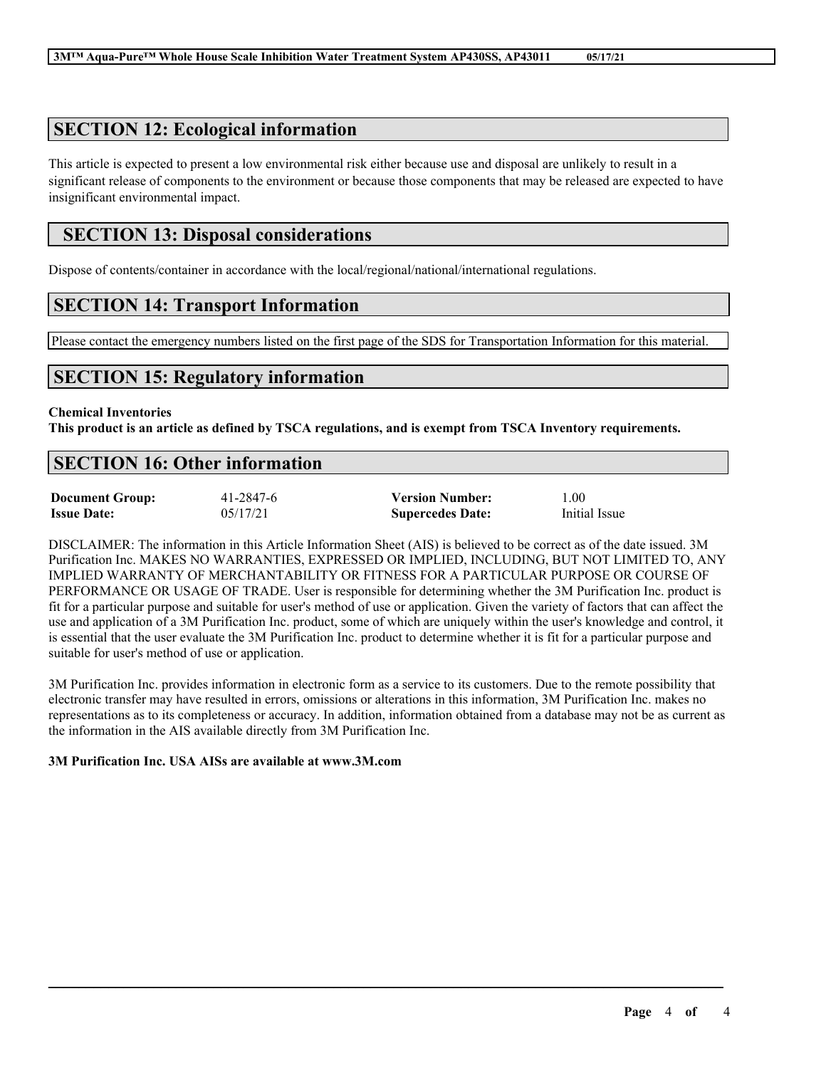## SECTION 12: Ecological information

This article is expected to present a low environmental risk either because use and disposal are unlikely to result in a significant release of components to the environment or because those components that may be released are expected to have insignificant environmental impact.

## SECTION 13: Disposal considerations

Dispose of contents/container in accordance with the local/regional/national/international regulations.

## SECTION 14: Transport Information

Please contact the emergency numbers listed on the first page of the SDS for Transportation Information for this material.

## SECTION 15: Regulatory information

**Chemical Inventories**

**This product is an article as defined by TSCA regulations, and is exempt from TSCA Inventory requirements.**

## SECTION 16: Other information

| | | | |
|---|---|---|---|
| **Document Group:** | 41-2847-6 | **Version Number:** | 1.00 |
| **Issue Date:** | 05/17/21 | **Supercedes Date:** | Initial Issue |

DISCLAIMER: The information in this Article Information Sheet (AIS) is believed to be correct as of the date issued. 3M Purification Inc. MAKES NO WARRANTIES, EXPRESSED OR IMPLIED, INCLUDING, BUT NOT LIMITED TO, ANY IMPLIED WARRANTY OF MERCHANTABILITY OR FITNESS FOR A PARTICULAR PURPOSE OR COURSE OF PERFORMANCE OR USAGE OF TRADE. User is responsible for determining whether the 3M Purification Inc. product is fit for a particular purpose and suitable for user's method of use or application. Given the variety of factors that can affect the use and application of a 3M Purification Inc. product, some of which are uniquely within the user's knowledge and control, it is essential that the user evaluate the 3M Purification Inc. product to determine whether it is fit for a particular purpose and suitable for user's method of use or application.

3M Purification Inc. provides information in electronic form as a service to its customers. Due to the remote possibility that electronic transfer may have resulted in errors, omissions or alterations in this information, 3M Purification Inc. makes no representations as to its completeness or accuracy. In addition, information obtained from a database may not be as current as the information in the AIS available directly from 3M Purification Inc.

**3M Purification Inc. USA AISs are available at www.3M.com**